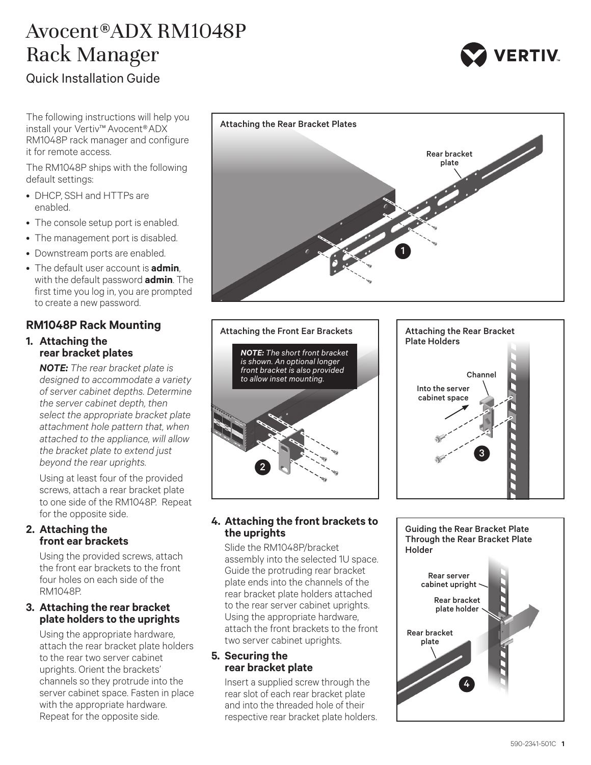# Avocent® ADX RM1048P Rack Manager

Quick Installation Guide

The following instructions will help you install your Vertiv™ Avocent® ADX RM1048P rack manager and configure it for remote access.

The RM1048P ships with the following default settings:

- DHCP, SSH and HTTPs are enabled.
- The console setup port is enabled.
- The management port is disabled.
- Downstream ports are enabled.
- The default user account is **admin**, with the default password **admin**. The first time you log in, you are prompted to create a new password.

## RM1048P Rack Mounting

### 1. Attaching the rear bracket plates

***NOTE:*** *The rear bracket plate is designed to accommodate a variety of server cabinet depths. Determine the server cabinet depth, then select the appropriate bracket plate attachment hole pattern that, when attached to the appliance, will allow the bracket plate to extend just beyond the rear uprights.*

Using at least four of the provided screws, attach a rear bracket plate to one side of the RM1048P. Repeat for the opposite side.

### 2. Attaching the front ear brackets

Using the provided screws, attach the front ear brackets to the front four holes on each side of the RM1048P.

### 3. Attaching the rear bracket plate holders to the uprights

Using the appropriate hardware, attach the rear bracket plate holders to the rear two server cabinet uprights. Orient the brackets' channels so they protrude into the server cabinet space. Fasten in place with the appropriate hardware. Repeat for the opposite side.

Attaching the Rear Bracket Plates

Rear bracket plate

1

Attaching the Front Ear Brackets

***NOTE:*** *The short front bracket is shown. An optional longer front bracket is also provided to allow inset mounting.*

2

Attaching the Rear Bracket Plate Holders

Channel

Into the server cabinet space

3

### 4. Attaching the front brackets to the uprights

Slide the RM1048P/bracket assembly into the selected 1U space. Guide the protruding rear bracket plate ends into the channels of the rear bracket plate holders attached to the rear server cabinet uprights. Using the appropriate hardware, attach the front brackets to the front two server cabinet uprights.

### 5. Securing the rear bracket plate

Insert a supplied screw through the rear slot of each rear bracket plate and into the threaded hole of their respective rear bracket plate holders.

Guiding the Rear Bracket Plate Through the Rear Bracket Plate Holder

Rear server cabinet upright

Rear bracket plate holder

Rear bracket plate

4

590-2341-501C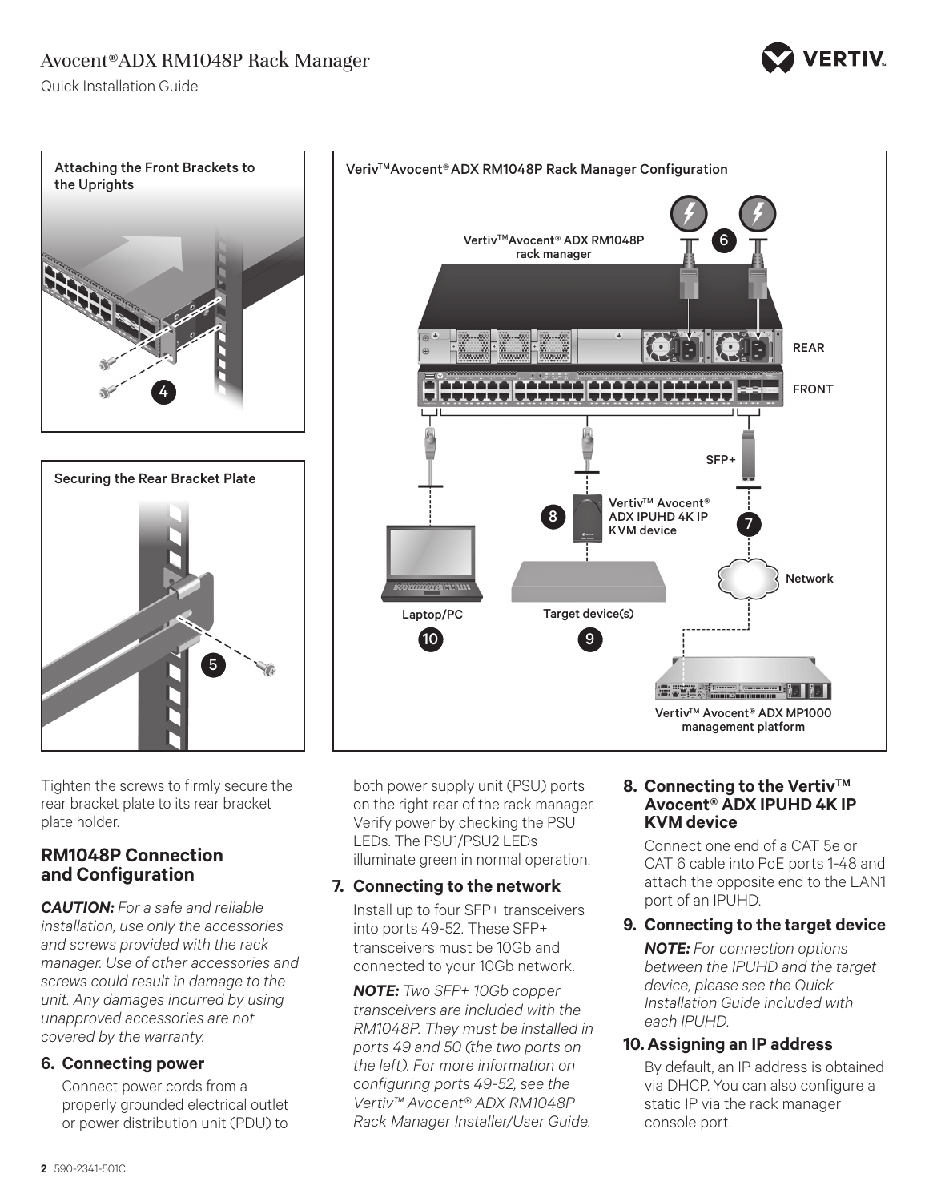Attaching the Front Brackets to the Uprights

4

Securing the Rear Bracket Plate

5

Veriv™Avocent® ADX RM1048P Rack Manager Configuration

Vertiv™Avocent® ADX RM1048P rack manager

6

REAR

FRONT

SFP+

Vertiv™ Avocent® ADX IPUHD 4K IP KVM device

8

7

Network

Laptop/PC

Target device(s)

10

9

Vertiv™ Avocent® ADX MP1000 management platform

Tighten the screws to firmly secure the rear bracket plate to its rear bracket plate holder.

## RM1048P Connection and Configuration

***CAUTION:*** *For a safe and reliable installation, use only the accessories and screws provided with the rack manager. Use of other accessories and screws could result in damage to the unit. Any damages incurred by using unapproved accessories are not covered by the warranty.*

### 6. Connecting power

Connect power cords from a properly grounded electrical outlet or power distribution unit (PDU) to both power supply unit (PSU) ports on the right rear of the rack manager. Verify power by checking the PSU LEDs. The PSU1/PSU2 LEDs illuminate green in normal operation.

### 7. Connecting to the network

Install up to four SFP+ transceivers into ports 49-52. These SFP+ transceivers must be 10Gb and connected to your 10Gb network.

***NOTE:*** *Two SFP+ 10Gb copper transceivers are included with the RM1048P. They must be installed in ports 49 and 50 (the two ports on the left). For more information on configuring ports 49-52, see the Vertiv™ Avocent® ADX RM1048P Rack Manager Installer/User Guide.*

### 8. Connecting to the Vertiv™ Avocent® ADX IPUHD 4K IP KVM device

Connect one end of a CAT 5e or CAT 6 cable into PoE ports 1-48 and attach the opposite end to the LAN1 port of an IPUHD.

### 9. Connecting to the target device

***NOTE:*** *For connection options between the IPUHD and the target device, please see the Quick Installation Guide included with each IPUHD.*

### 10. Assigning an IP address

By default, an IP address is obtained via DHCP. You can also configure a static IP via the rack manager console port.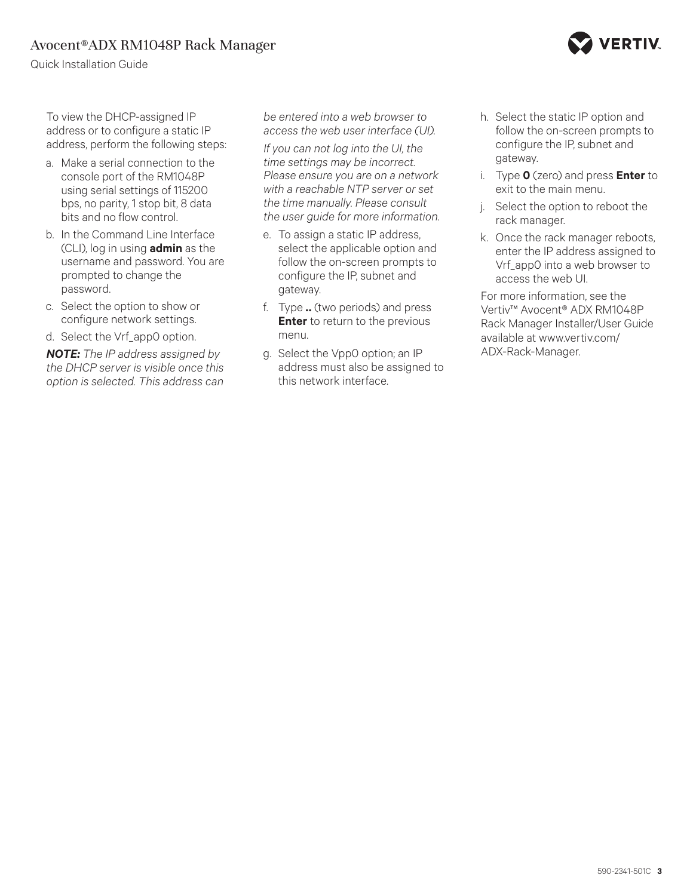To view the DHCP-assigned IP address or to configure a static IP address, perform the following steps:

a. Make a serial connection to the console port of the RM1048P using serial settings of 115200 bps, no parity, 1 stop bit, 8 data bits and no flow control.

b. In the Command Line Interface (CLI), log in using **admin** as the username and password. You are prompted to change the password.

c. Select the option to show or configure network settings.

d. Select the Vrf_app0 option.

***NOTE:*** *The IP address assigned by the DHCP server is visible once this option is selected. This address can be entered into a web browser to access the web user interface (UI).*

*If you can not log into the UI, the time settings may be incorrect. Please ensure you are on a network with a reachable NTP server or set the time manually. Please consult the user guide for more information.*

e. To assign a static IP address, select the applicable option and follow the on-screen prompts to configure the IP, subnet and gateway.

f. Type **..** (two periods) and press **Enter** to return to the previous menu.

g. Select the Vpp0 option; an IP address must also be assigned to this network interface.

h. Select the static IP option and follow the on-screen prompts to configure the IP, subnet and gateway.

i. Type **0** (zero) and press **Enter** to exit to the main menu.

j. Select the option to reboot the rack manager.

k. Once the rack manager reboots, enter the IP address assigned to Vrf_app0 into a web browser to access the web UI.

For more information, see the Vertiv™ Avocent® ADX RM1048P Rack Manager Installer/User Guide available at www.vertiv.com/ADX-Rack-Manager.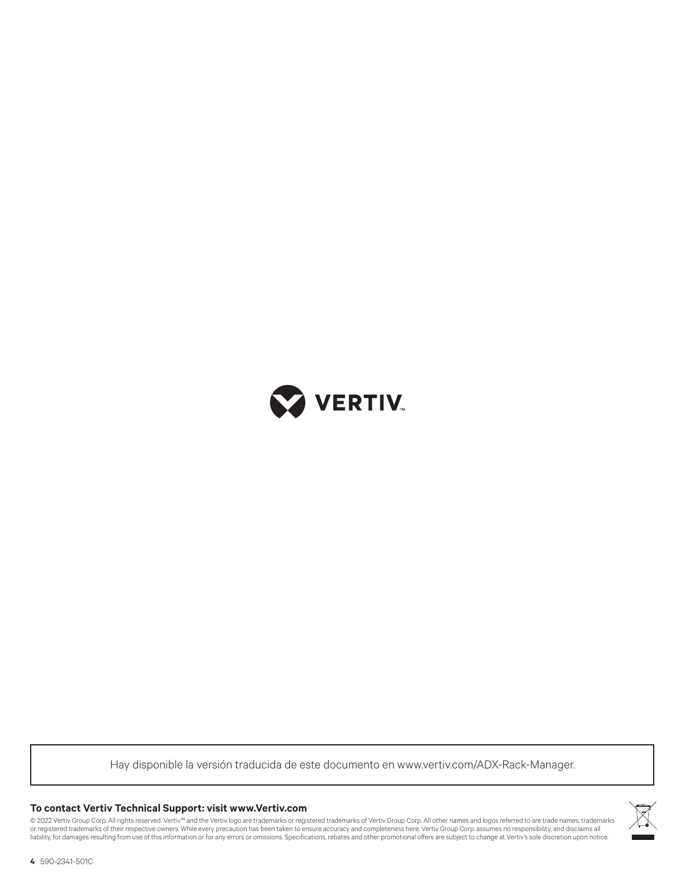VERTIV

Hay disponible la versión traducida de este documento en www.vertiv.com/ADX-Rack-Manager.

**To contact Vertiv Technical Support: visit www.Vertiv.com**

© 2022 Vertiv Group Corp. All rights reserved. Vertiv™ and the Vertiv logo are trademarks or registered trademarks of Vertiv Group Corp. All other names and logos referred to are trade names, trademarks or registered trademarks of their respective owners. While every precaution has been taken to ensure accuracy and completeness here, Vertiv Group Corp. assumes no responsibility, and disclaims all liability, for damages resulting from use of this information or for any errors or omissions. Specifications, rebates and other promotional offers are subject to change at Vertiv's sole discretion upon notice.

590-2341-501C